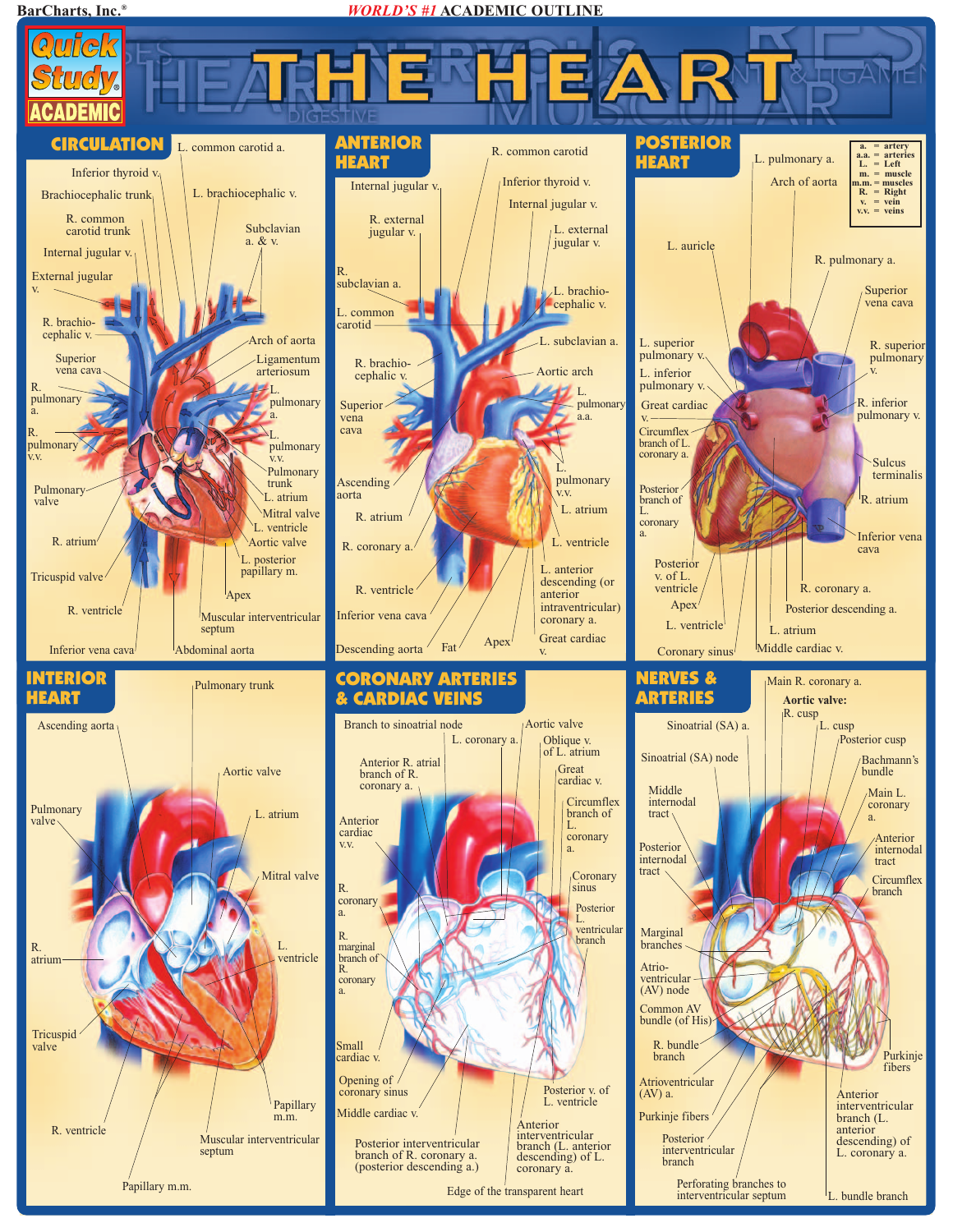BarCharts, Inc.®

*WORLD'S #1* ACADEMIC OUTLINE

Quick Study® ACADEMIC

# THE HEART

## CIRCULATION

L. common carotid a.
Inferior thyroid v.
Brachiocephalic trunk
L. brachiocephalic v.
R. common carotid trunk
Subclavian a. & v.
Internal jugular v.
External jugular v.
R. brachiocephalic v.
Arch of aorta
Ligamentum arteriosum
Superior vena cava
R. pulmonary a.
L. pulmonary a.
R. pulmonary v.v.
L. pulmonary v.v.
Pulmonary trunk
L. atrium
Pulmonary valve
Mitral valve
L. ventricle
R. atrium
Aortic valve
L. posterior papillary m.
Tricuspid valve
Apex
R. ventricle
Muscular interventricular septum
Inferior vena cava
Abdominal aorta

## ANTERIOR HEART

R. common carotid
Internal jugular v.
Inferior thyroid v.
Internal jugular v.
R. external jugular v.
L. external jugular v.
R. subclavian a.
L. brachiocephalic v.
L. common carotid
L. subclavian a.
R. brachiocephalic v.
Aortic arch
Superior vena cava
L. pulmonary a.a.
L. pulmonary v.v.
Ascending aorta
L. atrium
R. atrium
L. ventricle
R. coronary a.
L. anterior descending (or anterior intraventricular) coronary a.
R. ventricle
Inferior vena cava
Great cardiac v.
Descending aorta
Fat
Apex

## POSTERIOR HEART

| | |
|---|---|
| a. | = artery |
| a.a. | = arteries |
| L. | = Left |
| m. | = muscle |
| m.m. | = muscles |
| R. | = Right |
| v. | = vein |
| v.v. | = veins |

L. pulmonary a.
Arch of aorta
L. auricle
R. pulmonary a.
Superior vena cava
L. superior pulmonary v.
R. superior pulmonary v.
L. inferior pulmonary v.
R. inferior pulmonary v.
Great cardiac v.
Circumflex branch of L. coronary a.
Sulcus terminalis
R. atrium
Posterior branch of L. coronary a.
Inferior vena cava
Posterior v. of L. ventricle
R. coronary a.
Apex
Posterior descending a.
L. ventricle
L. atrium
Coronary sinus
Middle cardiac v.

## INTERIOR HEART

Pulmonary trunk
Ascending aorta
Aortic valve
Pulmonary valve
L. atrium
Mitral valve
R. atrium
L. ventricle
Tricuspid valve
Papillary m.m.
R. ventricle
Muscular interventricular septum
Papillary m.m.

## CORONARY ARTERIES & CARDIAC VEINS

Branch to sinoatrial node
Aortic valve
L. coronary a.
Oblique v. of L. atrium
Anterior R. atrial branch of R. coronary a.
Great cardiac v.
Anterior cardiac v.v.
Circumflex branch of L. coronary a.
R. coronary a.
Coronary sinus
Posterior L. ventricular branch
R. marginal branch of R. coronary a.
Small cardiac v.
Opening of coronary sinus
Posterior v. of L. ventricle
Middle cardiac v.
Anterior interventricular branch (L. anterior descending) of L. coronary a.
Posterior interventricular branch of R. coronary a. (posterior descending a.)
Edge of the transparent heart

## NERVES & ARTERIES

Main R. coronary a.
**Aortic valve:**
R. cusp
L. cusp
Posterior cusp
Sinoatrial (SA) a.
Sinoatrial (SA) node
Bachmann's bundle
Middle internodal tract
Main L. coronary a.
Posterior internodal tract
Anterior internodal tract
Circumflex branch
Marginal branches
Atrioventricular (AV) node
Common AV bundle (of His)
R. bundle branch
Purkinje fibers
Atrioventricular (AV) a.
Purkinje fibers
Anterior interventricular branch (L. anterior descending) of L. coronary a.
Posterior interventricular branch
Perforating branches to interventricular septum
L. bundle branch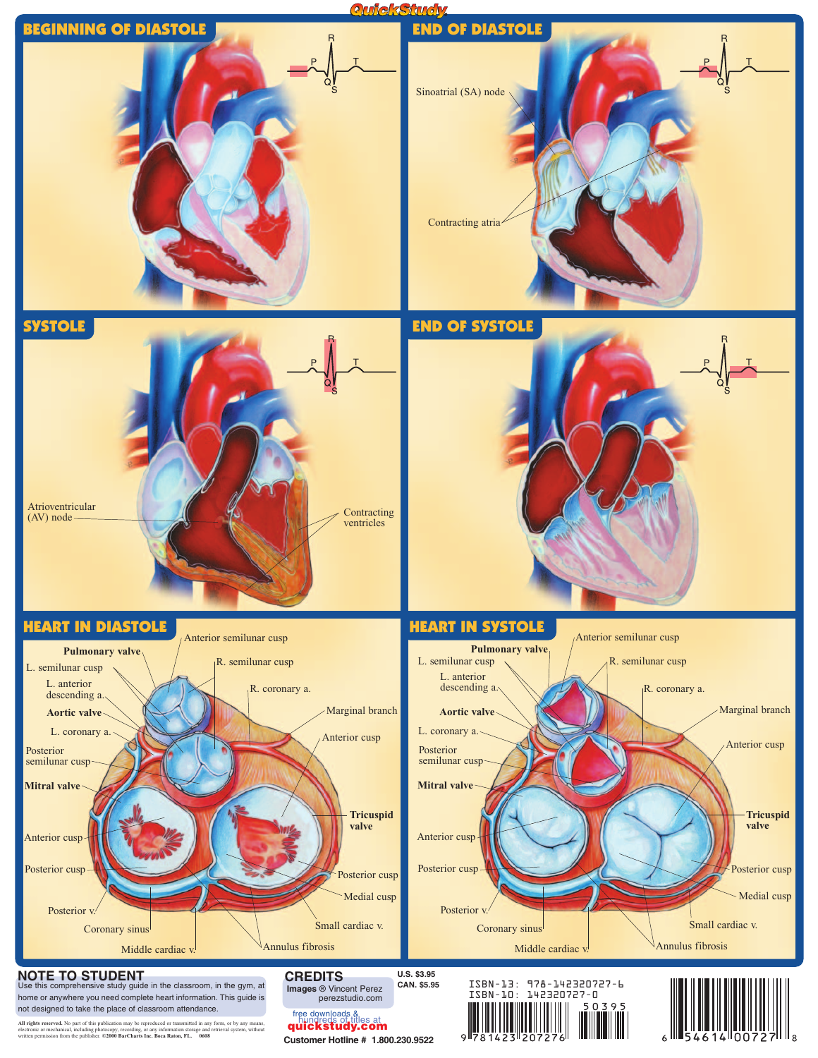QuickStudy

## BEGINNING OF DIASTOLE

R
P
T
Q
S

## END OF DIASTOLE

R
P
T
Q
S

Sinoatrial (SA) node

Contracting atria

## SYSTOLE

R
P
T
Q
S

Atrioventricular (AV) node

Contracting ventricles

## END OF SYSTOLE

R
P
T
Q
S

## HEART IN DIASTOLE

Anterior semilunar cusp
**Pulmonary valve**
L. semilunar cusp
R. semilunar cusp
L. anterior descending a.
R. coronary a.
**Aortic valve**
Marginal branch
L. coronary a.
Anterior cusp
Posterior semilunar cusp
**Mitral valve**
**Tricuspid valve**
Anterior cusp
Posterior cusp
Posterior cusp
Medial cusp
Posterior v.
Small cardiac v.
Coronary sinus
Middle cardiac v.
Annulus fibrosis

## HEART IN SYSTOLE

Anterior semilunar cusp
**Pulmonary valve**
L. semilunar cusp
R. semilunar cusp
L. anterior descending a.
R. coronary a.
**Aortic valve**
Marginal branch
L. coronary a.
Anterior cusp
Posterior semilunar cusp
**Mitral valve**
**Tricuspid valve**
Anterior cusp
Posterior cusp
Posterior cusp
Medial cusp
Posterior v.
Small cardiac v.
Coronary sinus
Middle cardiac v.
Annulus fibrosis

## NOTE TO STUDENT

Use this comprehensive study guide in the classroom, in the gym, at home or anywhere you need complete heart information. This guide is not designed to take the place of classroom attendance.

**All rights reserved.** No part of this publication may be reproduced or transmitted in any form, or by any means, electronic or mechanical, including photocopy, recording, or any information storage and retrieval system, without written permission from the publisher. ©2000 BarCharts Inc. Boca Raton, FL. 0608

## CREDITS

**Images** ® Vincent Perez perezstudio.com

U.S. $3.95
CAN. $5.95

free downloads & hundreds of titles at **quickstudy.com**

Customer Hotline # 1.800.230.9522

ISBN-13: 978-142320727-6
ISBN-10: 142320727-0

50395

9 781423 207276

6 54614 00727 8